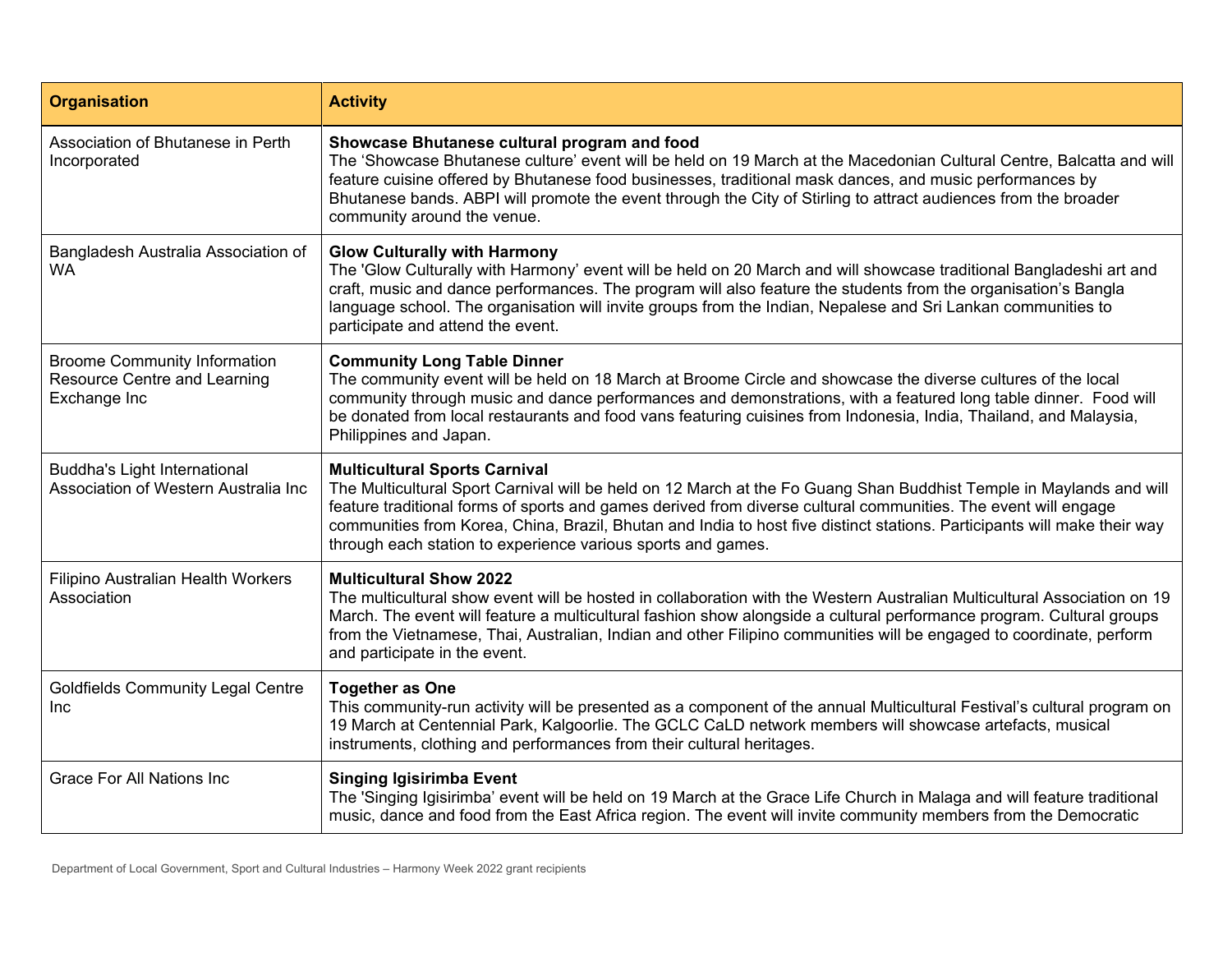| Organisation | Activity |
|---|---|
| Association of Bhutanese in Perth Incorporated | **Showcase Bhutanese cultural program and food**<br>The 'Showcase Bhutanese culture' event will be held on 19 March at the Macedonian Cultural Centre, Balcatta and will feature cuisine offered by Bhutanese food businesses, traditional mask dances, and music performances by Bhutanese bands. ABPI will promote the event through the City of Stirling to attract audiences from the broader community around the venue. |
| Bangladesh Australia Association of WA | **Glow Culturally with Harmony**<br>The 'Glow Culturally with Harmony' event will be held on 20 March and will showcase traditional Bangladeshi art and craft, music and dance performances. The program will also feature the students from the organisation's Bangla language school. The organisation will invite groups from the Indian, Nepalese and Sri Lankan communities to participate and attend the event. |
| Broome Community Information Resource Centre and Learning Exchange Inc | **Community Long Table Dinner**<br>The community event will be held on 18 March at Broome Circle and showcase the diverse cultures of the local community through music and dance performances and demonstrations, with a featured long table dinner. Food will be donated from local restaurants and food vans featuring cuisines from Indonesia, India, Thailand, and Malaysia, Philippines and Japan. |
| Buddha's Light International Association of Western Australia Inc | **Multicultural Sports Carnival**<br>The Multicultural Sport Carnival will be held on 12 March at the Fo Guang Shan Buddhist Temple in Maylands and will feature traditional forms of sports and games derived from diverse cultural communities. The event will engage communities from Korea, China, Brazil, Bhutan and India to host five distinct stations. Participants will make their way through each station to experience various sports and games. |
| Filipino Australian Health Workers Association | **Multicultural Show 2022**<br>The multicultural show event will be hosted in collaboration with the Western Australian Multicultural Association on 19 March. The event will feature a multicultural fashion show alongside a cultural performance program. Cultural groups from the Vietnamese, Thai, Australian, Indian and other Filipino communities will be engaged to coordinate, perform and participate in the event. |
| Goldfields Community Legal Centre Inc | **Together as One**<br>This community-run activity will be presented as a component of the annual Multicultural Festival's cultural program on 19 March at Centennial Park, Kalgoorlie. The GCLC CaLD network members will showcase artefacts, musical instruments, clothing and performances from their cultural heritages. |
| Grace For All Nations Inc | **Singing Igisirimba Event**<br>The 'Singing Igisirimba' event will be held on 19 March at the Grace Life Church in Malaga and will feature traditional music, dance and food from the East Africa region. The event will invite community members from the Democratic |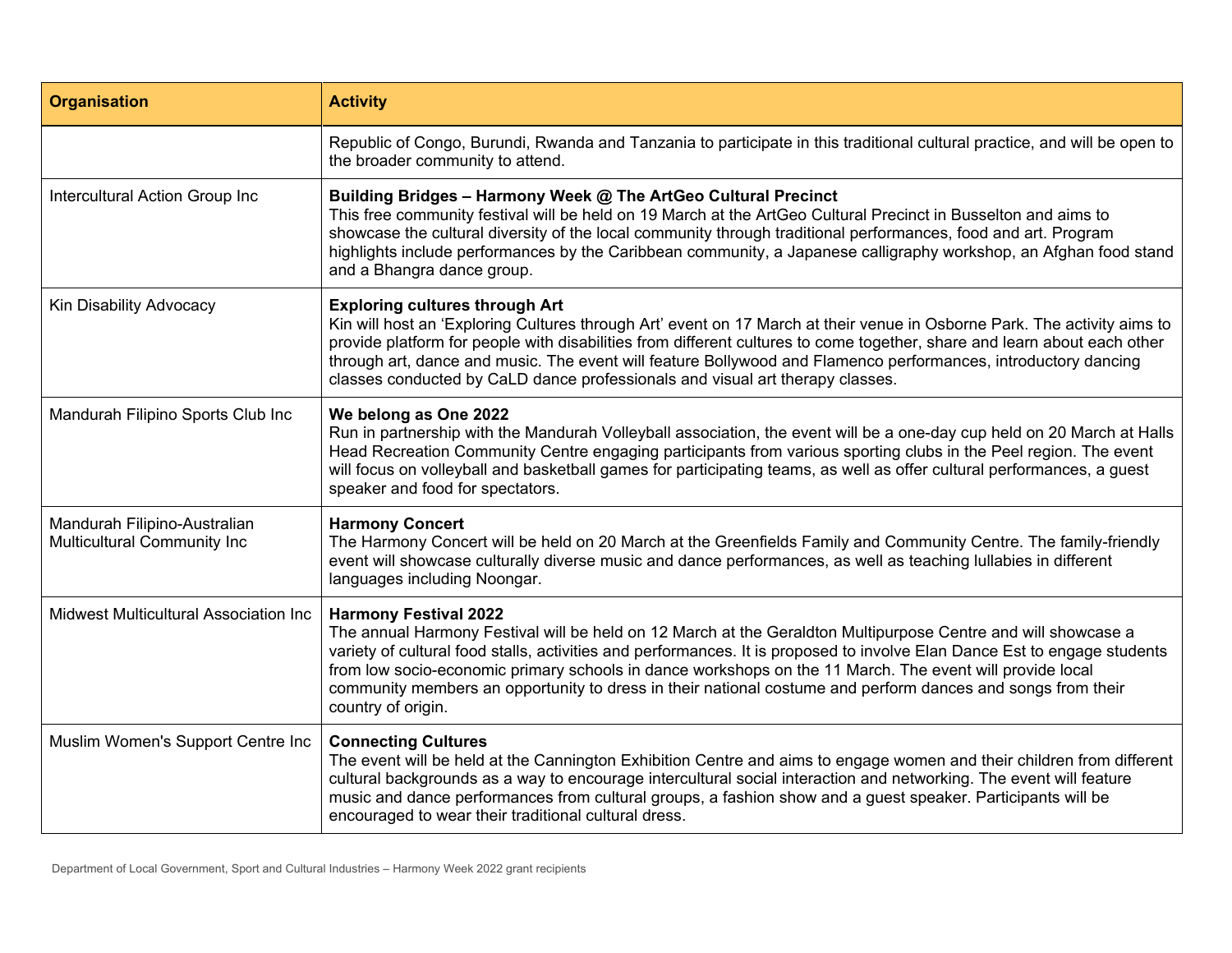| Organisation | Activity |
|---|---|
| | Republic of Congo, Burundi, Rwanda and Tanzania to participate in this traditional cultural practice, and will be open to the broader community to attend. |
| Intercultural Action Group Inc | **Building Bridges – Harmony Week @ The ArtGeo Cultural Precinct** This free community festival will be held on 19 March at the ArtGeo Cultural Precinct in Busselton and aims to showcase the cultural diversity of the local community through traditional performances, food and art. Program highlights include performances by the Caribbean community, a Japanese calligraphy workshop, an Afghan food stand and a Bhangra dance group. |
| Kin Disability Advocacy | **Exploring cultures through Art** Kin will host an 'Exploring Cultures through Art' event on 17 March at their venue in Osborne Park. The activity aims to provide platform for people with disabilities from different cultures to come together, share and learn about each other through art, dance and music. The event will feature Bollywood and Flamenco performances, introductory dancing classes conducted by CaLD dance professionals and visual art therapy classes. |
| Mandurah Filipino Sports Club Inc | **We belong as One 2022** Run in partnership with the Mandurah Volleyball association, the event will be a one-day cup held on 20 March at Halls Head Recreation Community Centre engaging participants from various sporting clubs in the Peel region. The event will focus on volleyball and basketball games for participating teams, as well as offer cultural performances, a guest speaker and food for spectators. |
| Mandurah Filipino-Australian Multicultural Community Inc | **Harmony Concert** The Harmony Concert will be held on 20 March at the Greenfields Family and Community Centre. The family-friendly event will showcase culturally diverse music and dance performances, as well as teaching lullabies in different languages including Noongar. |
| Midwest Multicultural Association Inc | **Harmony Festival 2022** The annual Harmony Festival will be held on 12 March at the Geraldton Multipurpose Centre and will showcase a variety of cultural food stalls, activities and performances. It is proposed to involve Elan Dance Est to engage students from low socio-economic primary schools in dance workshops on the 11 March. The event will provide local community members an opportunity to dress in their national costume and perform dances and songs from their country of origin. |
| Muslim Women's Support Centre Inc | **Connecting Cultures** The event will be held at the Cannington Exhibition Centre and aims to engage women and their children from different cultural backgrounds as a way to encourage intercultural social interaction and networking. The event will feature music and dance performances from cultural groups, a fashion show and a guest speaker. Participants will be encouraged to wear their traditional cultural dress. |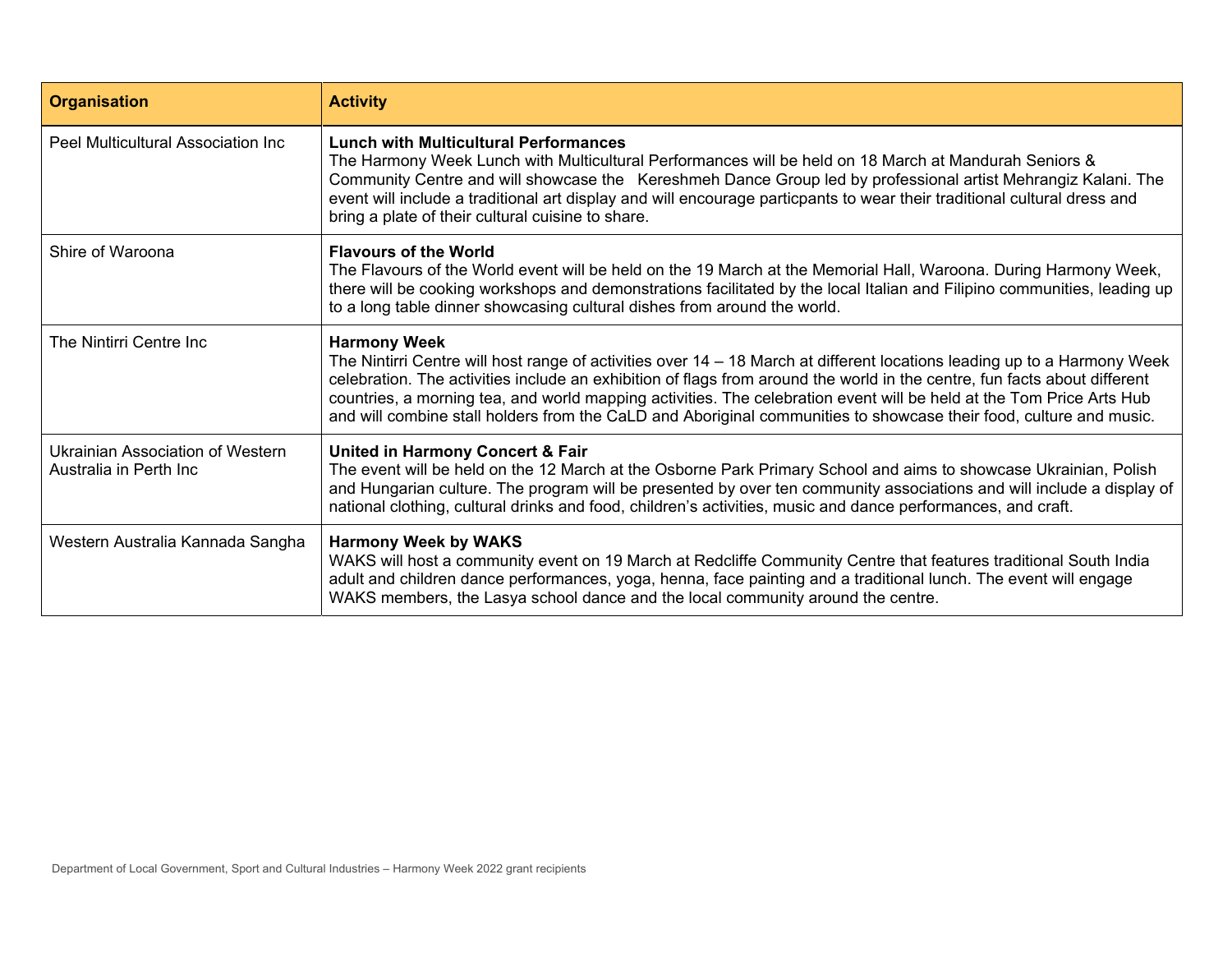| Organisation | Activity |
| --- | --- |
| Peel Multicultural Association Inc | **Lunch with Multicultural Performances**<br>The Harmony Week Lunch with Multicultural Performances will be held on 18 March at Mandurah Seniors & Community Centre and will showcase the Kereshmeh Dance Group led by professional artist Mehrangiz Kalani. The event will include a traditional art display and will encourage particpants to wear their traditional cultural dress and bring a plate of their cultural cuisine to share. |
| Shire of Waroona | **Flavours of the World**<br>The Flavours of the World event will be held on the 19 March at the Memorial Hall, Waroona. During Harmony Week, there will be cooking workshops and demonstrations facilitated by the local Italian and Filipino communities, leading up to a long table dinner showcasing cultural dishes from around the world. |
| The Nintirri Centre Inc | **Harmony Week**<br>The Nintirri Centre will host range of activities over 14 – 18 March at different locations leading up to a Harmony Week celebration. The activities include an exhibition of flags from around the world in the centre, fun facts about different countries, a morning tea, and world mapping activities. The celebration event will be held at the Tom Price Arts Hub and will combine stall holders from the CaLD and Aboriginal communities to showcase their food, culture and music. |
| Ukrainian Association of Western Australia in Perth Inc | **United in Harmony Concert & Fair**<br>The event will be held on the 12 March at the Osborne Park Primary School and aims to showcase Ukrainian, Polish and Hungarian culture. The program will be presented by over ten community associations and will include a display of national clothing, cultural drinks and food, children's activities, music and dance performances, and craft. |
| Western Australia Kannada Sangha | **Harmony Week by WAKS**<br>WAKS will host a community event on 19 March at Redcliffe Community Centre that features traditional South India adult and children dance performances, yoga, henna, face painting and a traditional lunch. The event will engage WAKS members, the Lasya school dance and the local community around the centre. |